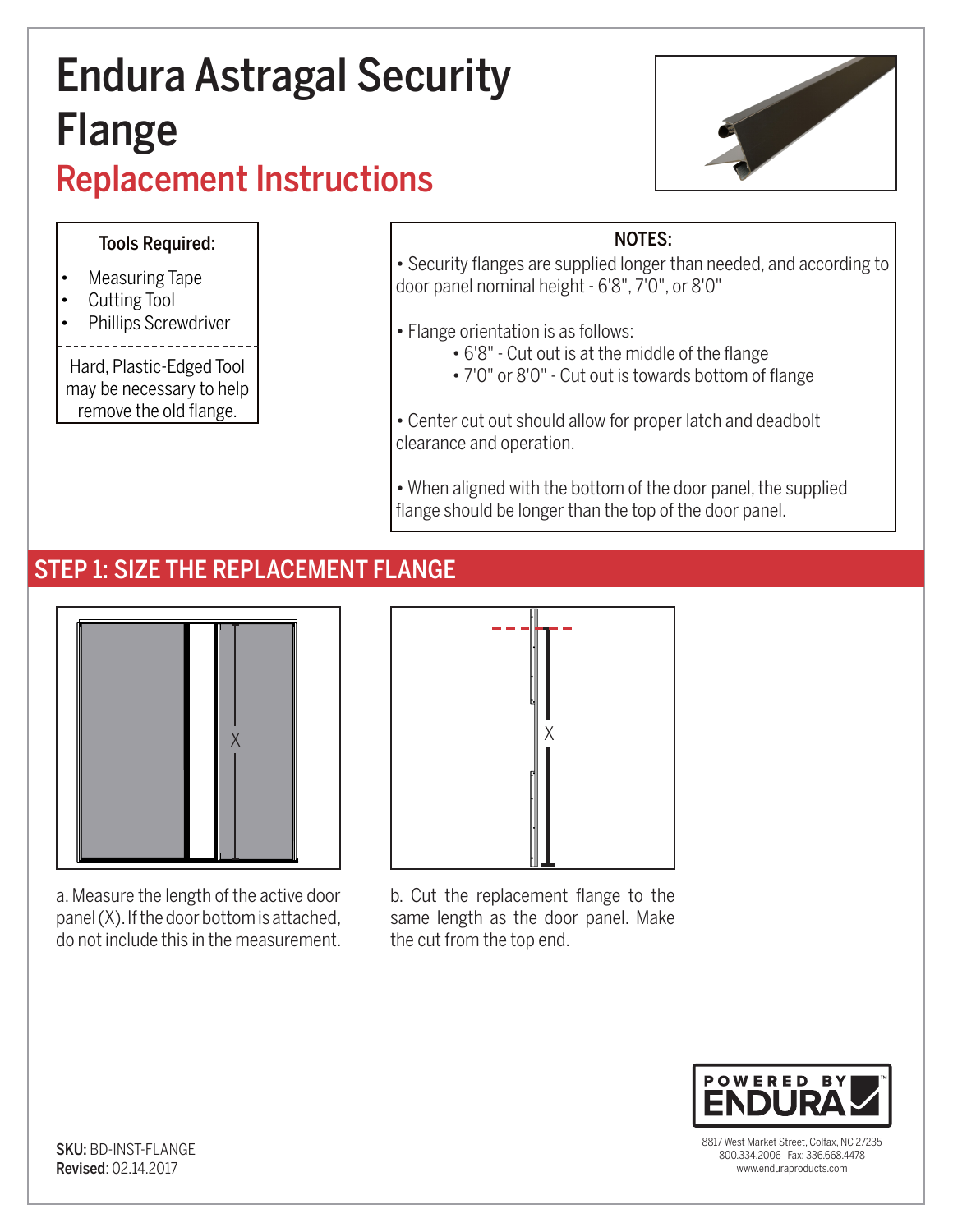# Endura Astragal Security Flange

## Replacement Instructions

**Tools Required:**

- Measuring Tape
- Cutting Tool
- Phillips Screwdriver

Hard, Plastic-Edged Tool may be necessary to help remove the old flange.

**NOTES:**

- Security flanges are supplied longer than needed, and according to door panel nominal height - 6'8", 7'0", or 8'0"
- Flange orientation is as follows:
  - 6'8" - Cut out is at the middle of the flange
  - 7'0" or 8'0" - Cut out is towards bottom of flange
- Center cut out should allow for proper latch and deadbolt clearance and operation.
- When aligned with the bottom of the door panel, the supplied flange should be longer than the top of the door panel.

## STEP 1: SIZE THE REPLACEMENT FLANGE

a. Measure the length of the active door panel (X). If the door bottom is attached, do not include this in the measurement.

b. Cut the replacement flange to the same length as the door panel. Make the cut from the top end.

8817 West Market Street, Colfax, NC 27235
800.334.2006 Fax: 336.668.4478
www.enduraproducts.com

**SKU:** BD-INST-FLANGE
**Revised**: 02.14.2017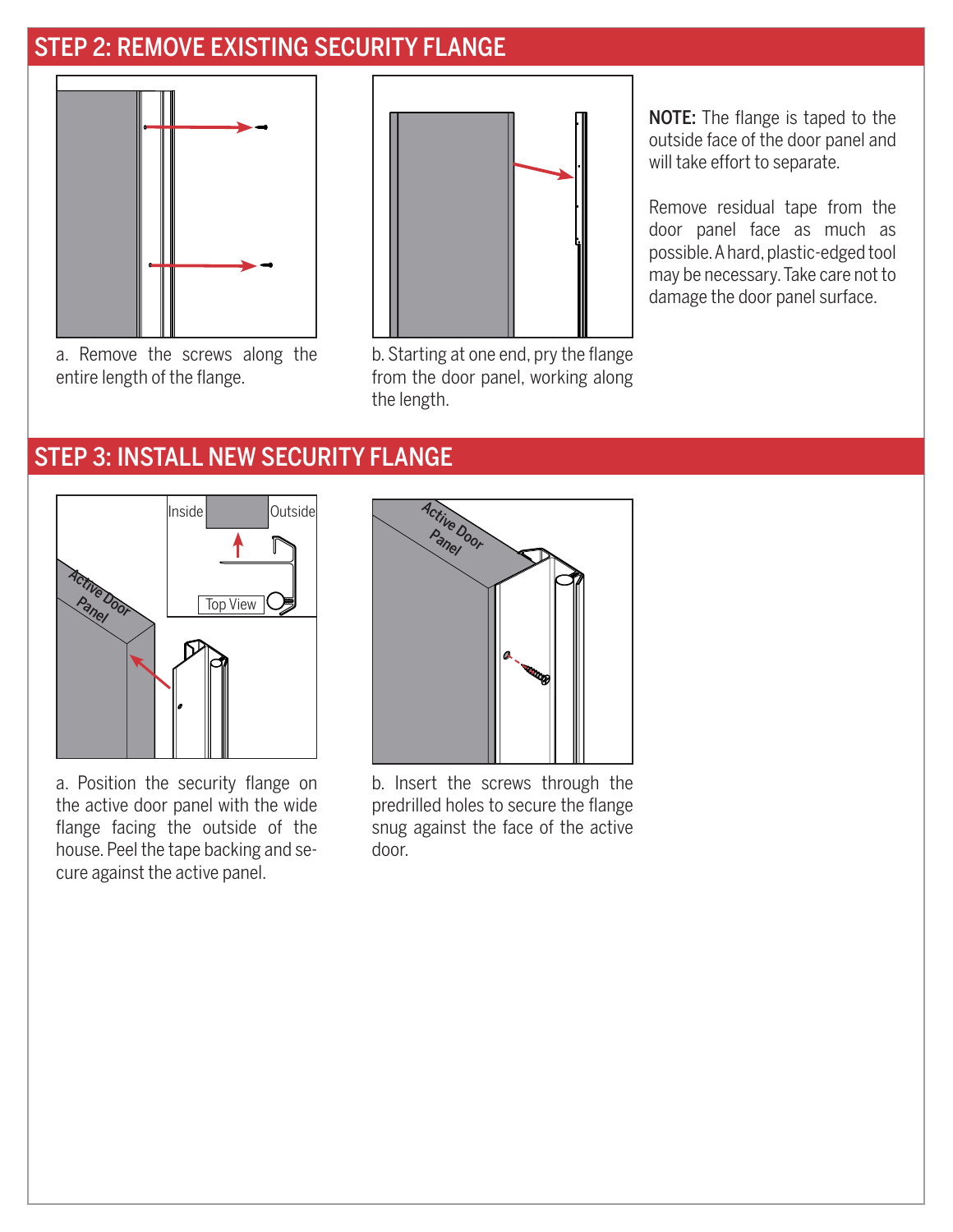## STEP 2: REMOVE EXISTING SECURITY FLANGE

a. Remove the screws along the entire length of the flange.

b. Starting at one end, pry the flange from the door panel, working along the length.

**NOTE:** The flange is taped to the outside face of the door panel and will take effort to separate.

Remove residual tape from the door panel face as much as possible. A hard, plastic-edged tool may be necessary. Take care not to damage the door panel surface.

## STEP 3: INSTALL NEW SECURITY FLANGE

Inside

Outside

Top View

Active Door Panel

a. Position the security flange on the active door panel with the wide flange facing the outside of the house. Peel the tape backing and secure against the active panel.

Active Door Panel

b. Insert the screws through the predrilled holes to secure the flange snug against the face of the active door.